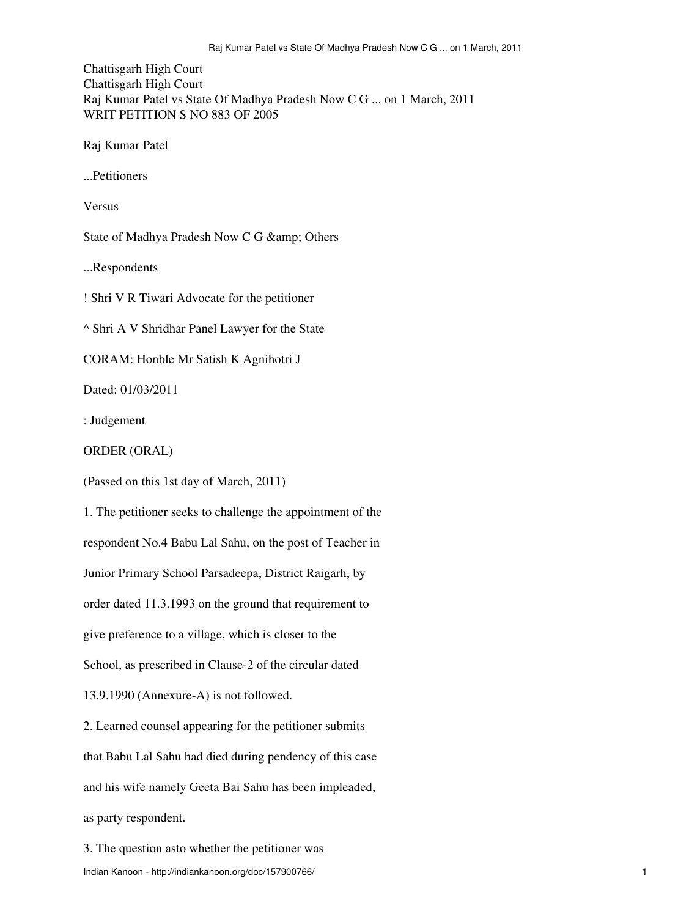Chattisgarh High Court
Chattisgarh High Court
Raj Kumar Patel vs State Of Madhya Pradesh Now C G ... on 1 March, 2011
WRIT PETITION S NO 883 OF 2005

Raj Kumar Patel

...Petitioners

Versus

State of Madhya Pradesh Now C G &amp; Others

...Respondents

! Shri V R Tiwari Advocate for the petitioner

^ Shri A V Shridhar Panel Lawyer for the State

CORAM: Honble Mr Satish K Agnihotri J

Dated: 01/03/2011

: Judgement

ORDER (ORAL)

(Passed on this 1st day of March, 2011)

1. The petitioner seeks to challenge the appointment of the respondent No.4 Babu Lal Sahu, on the post of Teacher in Junior Primary School Parsadeepa, District Raigarh, by order dated 11.3.1993 on the ground that requirement to give preference to a village, which is closer to the School, as prescribed in Clause-2 of the circular dated 13.9.1990 (Annexure-A) is not followed.

2. Learned counsel appearing for the petitioner submits that Babu Lal Sahu had died during pendency of this case and his wife namely Geeta Bai Sahu has been impleaded, as party respondent.

3. The question asto whether the petitioner was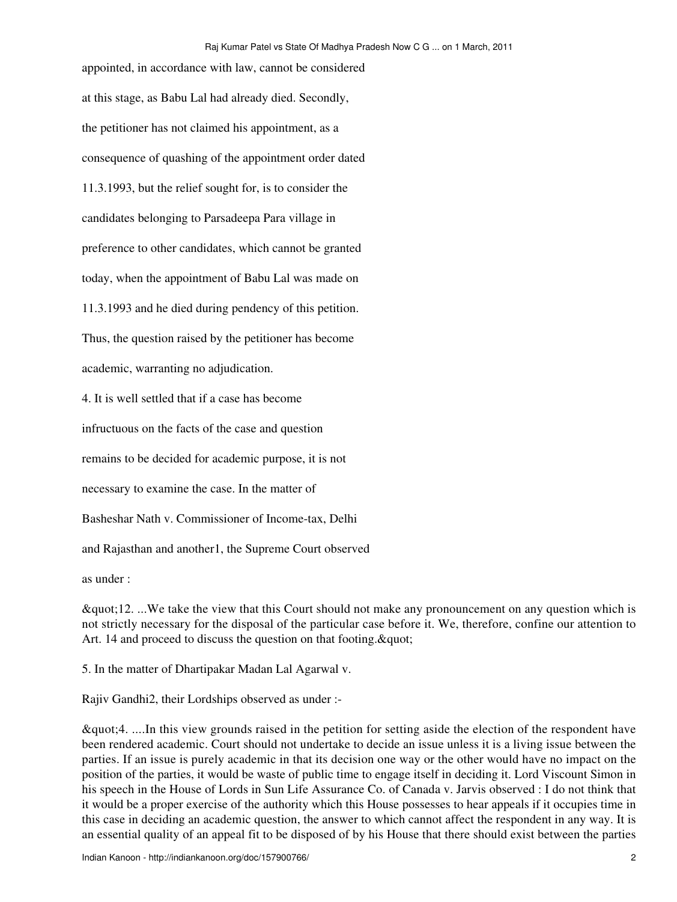appointed, in accordance with law, cannot be considered at this stage, as Babu Lal had already died. Secondly, the petitioner has not claimed his appointment, as a consequence of quashing of the appointment order dated 11.3.1993, but the relief sought for, is to consider the candidates belonging to Parsadeepa Para village in preference to other candidates, which cannot be granted today, when the appointment of Babu Lal was made on 11.3.1993 and he died during pendency of this petition. Thus, the question raised by the petitioner has become academic, warranting no adjudication.

4. It is well settled that if a case has become infructuous on the facts of the case and question remains to be decided for academic purpose, it is not necessary to examine the case. In the matter of Basheshar Nath v. Commissioner of Income-tax, Delhi and Rajasthan and another1, the Supreme Court observed as under :

&quot;12. ...We take the view that this Court should not make any pronouncement on any question which is not strictly necessary for the disposal of the particular case before it. We, therefore, confine our attention to Art. 14 and proceed to discuss the question on that footing.&quot;

5. In the matter of Dhartipakar Madan Lal Agarwal v. Rajiv Gandhi2, their Lordships observed as under :-

&quot;4. ....In this view grounds raised in the petition for setting aside the election of the respondent have been rendered academic. Court should not undertake to decide an issue unless it is a living issue between the parties. If an issue is purely academic in that its decision one way or the other would have no impact on the position of the parties, it would be waste of public time to engage itself in deciding it. Lord Viscount Simon in his speech in the House of Lords in Sun Life Assurance Co. of Canada v. Jarvis observed : I do not think that it would be a proper exercise of the authority which this House possesses to hear appeals if it occupies time in this case in deciding an academic question, the answer to which cannot affect the respondent in any way. It is an essential quality of an appeal fit to be disposed of by his House that there should exist between the parties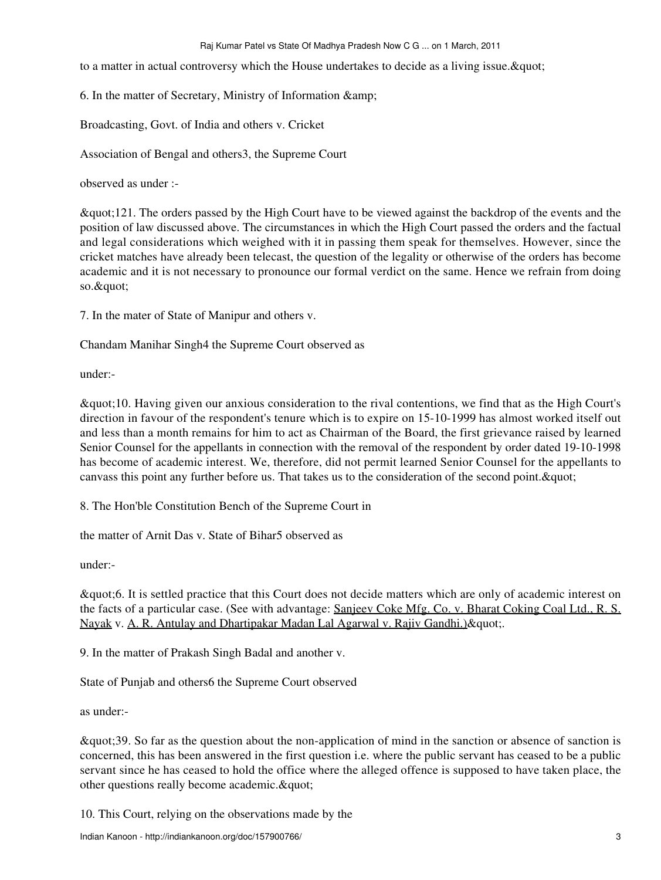to a matter in actual controversy which the House undertakes to decide as a living issue.&quot;

6. In the matter of Secretary, Ministry of Information &amp;

Broadcasting, Govt. of India and others v. Cricket

Association of Bengal and others3, the Supreme Court

observed as under :-

&quot;121. The orders passed by the High Court have to be viewed against the backdrop of the events and the position of law discussed above. The circumstances in which the High Court passed the orders and the factual and legal considerations which weighed with it in passing them speak for themselves. However, since the cricket matches have already been telecast, the question of the legality or otherwise of the orders has become academic and it is not necessary to pronounce our formal verdict on the same. Hence we refrain from doing so.&quot;

7. In the mater of State of Manipur and others v.

Chandam Manihar Singh4 the Supreme Court observed as

under:-

&quot;10. Having given our anxious consideration to the rival contentions, we find that as the High Court's direction in favour of the respondent's tenure which is to expire on 15-10-1999 has almost worked itself out and less than a month remains for him to act as Chairman of the Board, the first grievance raised by learned Senior Counsel for the appellants in connection with the removal of the respondent by order dated 19-10-1998 has become of academic interest. We, therefore, did not permit learned Senior Counsel for the appellants to canvass this point any further before us. That takes us to the consideration of the second point.&quot;

8. The Hon'ble Constitution Bench of the Supreme Court in

the matter of Arnit Das v. State of Bihar5 observed as

under:-

&quot;6. It is settled practice that this Court does not decide matters which are only of academic interest on the facts of a particular case. (See with advantage: Sanjeev Coke Mfg. Co. v. Bharat Coking Coal Ltd., R. S. Nayak v. A. R. Antulay and Dhartipakar Madan Lal Agarwal v. Rajiv Gandhi.)&quot;.

9. In the matter of Prakash Singh Badal and another v.

State of Punjab and others6 the Supreme Court observed

as under:-

&quot;39. So far as the question about the non-application of mind in the sanction or absence of sanction is concerned, this has been answered in the first question i.e. where the public servant has ceased to be a public servant since he has ceased to hold the office where the alleged offence is supposed to have taken place, the other questions really become academic.&quot;

10. This Court, relying on the observations made by the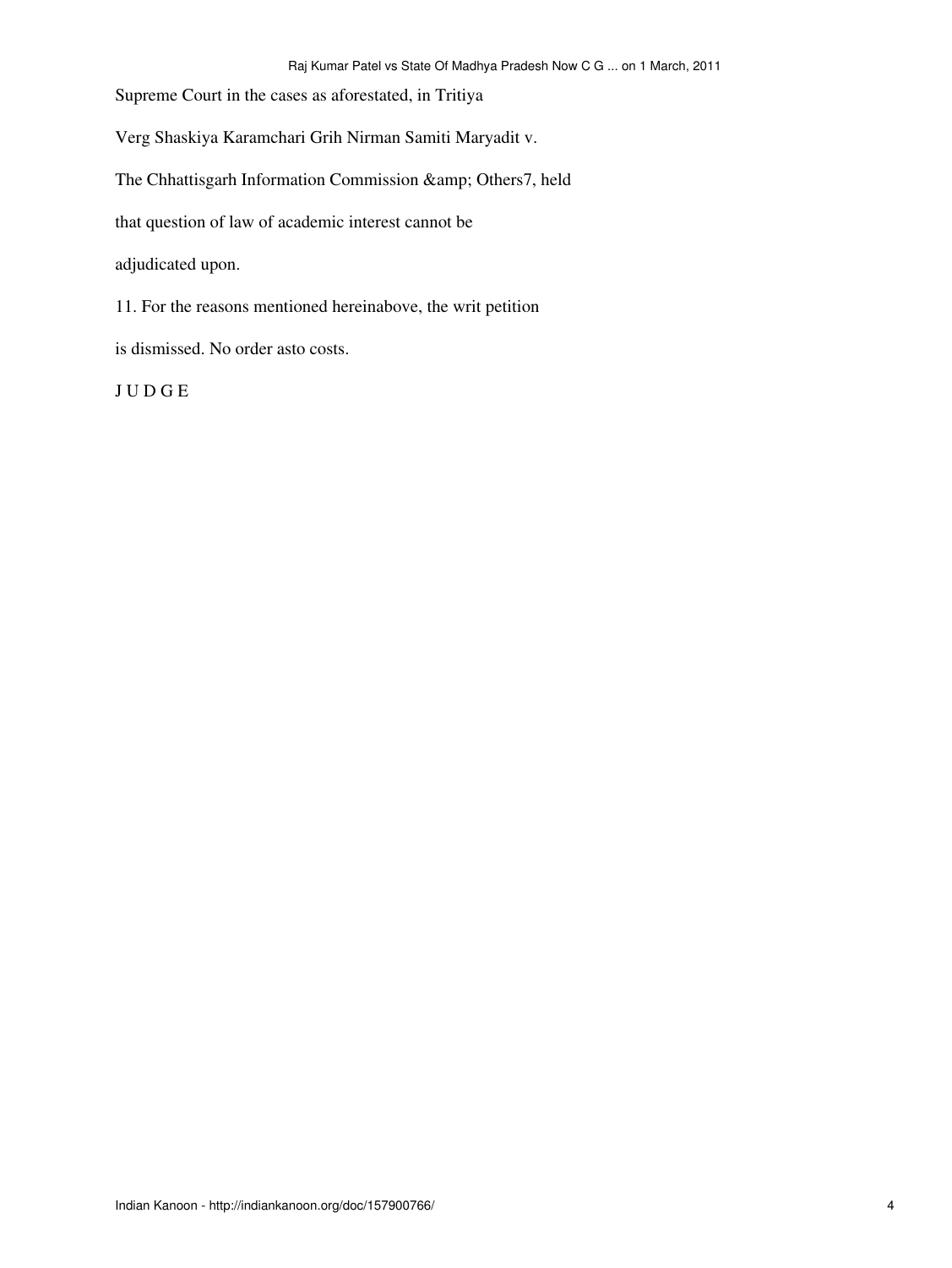Supreme Court in the cases as aforestated, in Tritiya Verg Shaskiya Karamchari Grih Nirman Samiti Maryadit v. The Chhattisgarh Information Commission &amp; Others7, held that question of law of academic interest cannot be adjudicated upon.

11. For the reasons mentioned hereinabove, the writ petition is dismissed. No order asto costs.

J U D G E